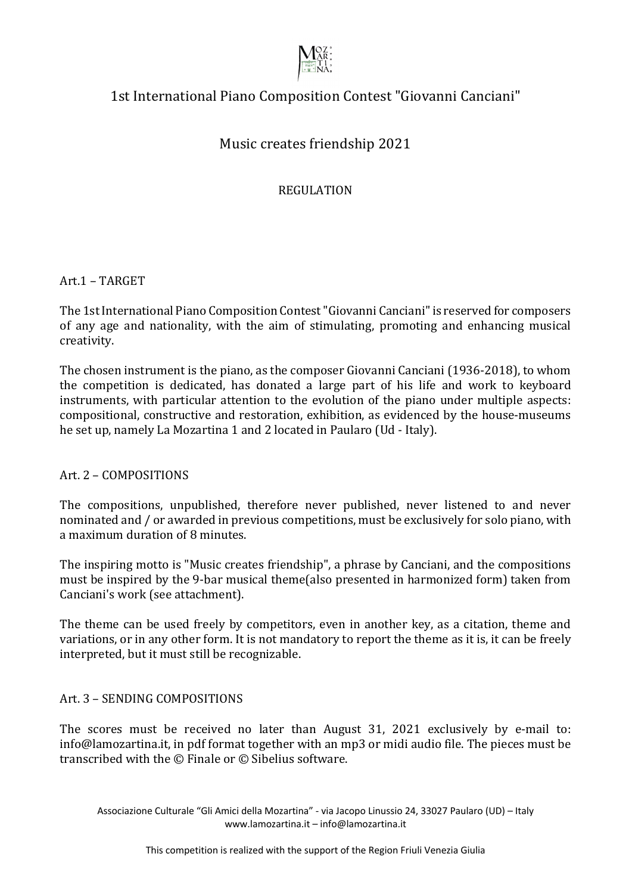# 1st International Piano Composition Contest "Giovanni Canciani"

## Music creates friendship 2021

### REGULATION

### Art.1 – TARGET

The 1st International Piano Composition Contest "Giovanni Canciani" is reserved for composers of any age and nationality, with the aim of stimulating, promoting and enhancing musical creativity.

The chosen instrument is the piano, as the composer Giovanni Canciani (1936-2018), to whom the competition is dedicated, has donated a large part of his life and work to keyboard instruments, with particular attention to the evolution of the piano under multiple aspects: compositional, constructive and restoration, exhibition, as evidenced by the house-museums he set up, namely La Mozartina 1 and 2 located in Paularo (Ud - Italy).

### Art. 2 – COMPOSITIONS

The compositions, unpublished, therefore never published, never listened to and never nominated and / or awarded in previous competitions, must be exclusively for solo piano, with a maximum duration of 8 minutes.

The inspiring motto is "Music creates friendship", a phrase by Canciani, and the compositions must be inspired by the 9-bar musical theme(also presented in harmonized form) taken from Canciani's work (see attachment).

The theme can be used freely by competitors, even in another key, as a citation, theme and variations, or in any other form. It is not mandatory to report the theme as it is, it can be freely interpreted, but it must still be recognizable.

### Art. 3 – SENDING COMPOSITIONS

The scores must be received no later than August 31, 2021 exclusively by e-mail to: info@lamozartina.it, in pdf format together with an mp3 or midi audio file. The pieces must be transcribed with the © Finale or © Sibelius software.

Associazione Culturale "Gli Amici della Mozartina" - via Jacopo Linussio 24, 33027 Paularo (UD) – Italy
www.lamozartina.it – info@lamozartina.it

This competition is realized with the support of the Region Friuli Venezia Giulia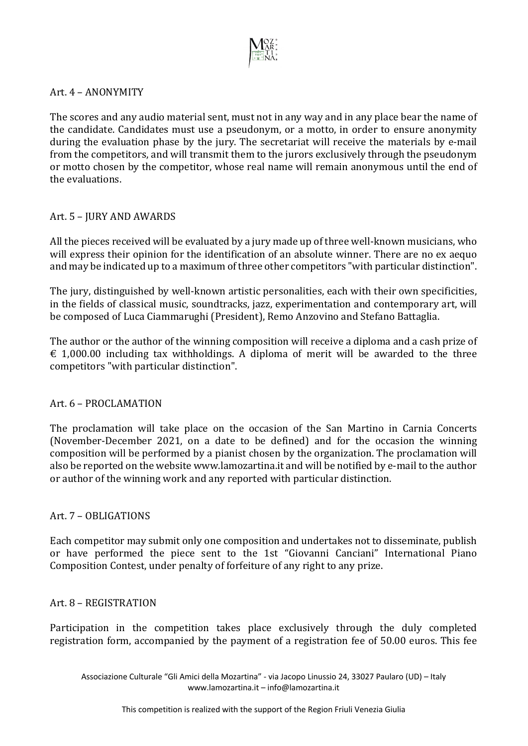## Art. 4 – ANONYMITY

The scores and any audio material sent, must not in any way and in any place bear the name of the candidate. Candidates must use a pseudonym, or a motto, in order to ensure anonymity during the evaluation phase by the jury. The secretariat will receive the materials by e-mail from the competitors, and will transmit them to the jurors exclusively through the pseudonym or motto chosen by the competitor, whose real name will remain anonymous until the end of the evaluations.

## Art. 5 – JURY AND AWARDS

All the pieces received will be evaluated by a jury made up of three well-known musicians, who will express their opinion for the identification of an absolute winner. There are no ex aequo and may be indicated up to a maximum of three other competitors "with particular distinction".

The jury, distinguished by well-known artistic personalities, each with their own specificities, in the fields of classical music, soundtracks, jazz, experimentation and contemporary art, will be composed of Luca Ciammarughi (President), Remo Anzovino and Stefano Battaglia.

The author or the author of the winning composition will receive a diploma and a cash prize of € 1,000.00 including tax withholdings. A diploma of merit will be awarded to the three competitors "with particular distinction".

## Art. 6 – PROCLAMATION

The proclamation will take place on the occasion of the San Martino in Carnia Concerts (November-December 2021, on a date to be defined) and for the occasion the winning composition will be performed by a pianist chosen by the organization. The proclamation will also be reported on the website www.lamozartina.it and will be notified by e-mail to the author or author of the winning work and any reported with particular distinction.

## Art. 7 – OBLIGATIONS

Each competitor may submit only one composition and undertakes not to disseminate, publish or have performed the piece sent to the 1st "Giovanni Canciani" International Piano Composition Contest, under penalty of forfeiture of any right to any prize.

## Art. 8 – REGISTRATION

Participation in the competition takes place exclusively through the duly completed registration form, accompanied by the payment of a registration fee of 50.00 euros. This fee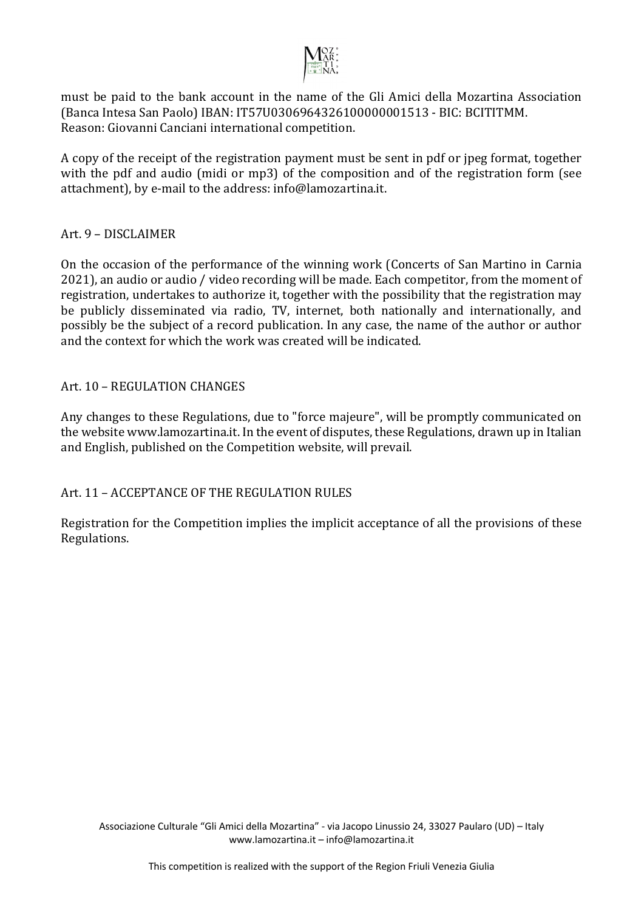must be paid to the bank account in the name of the Gli Amici della Mozartina Association (Banca Intesa San Paolo) IBAN: IT57U0306964326100000001513 - BIC: BCITITMM.
Reason: Giovanni Canciani international competition.

A copy of the receipt of the registration payment must be sent in pdf or jpeg format, together with the pdf and audio (midi or mp3) of the composition and of the registration form (see attachment), by e-mail to the address: info@lamozartina.it.

## Art. 9 – DISCLAIMER

On the occasion of the performance of the winning work (Concerts of San Martino in Carnia 2021), an audio or audio / video recording will be made. Each competitor, from the moment of registration, undertakes to authorize it, together with the possibility that the registration may be publicly disseminated via radio, TV, internet, both nationally and internationally, and possibly be the subject of a record publication. In any case, the name of the author or author and the context for which the work was created will be indicated.

## Art. 10 – REGULATION CHANGES

Any changes to these Regulations, due to "force majeure", will be promptly communicated on the website www.lamozartina.it. In the event of disputes, these Regulations, drawn up in Italian and English, published on the Competition website, will prevail.

## Art. 11 – ACCEPTANCE OF THE REGULATION RULES

Registration for the Competition implies the implicit acceptance of all the provisions of these Regulations.